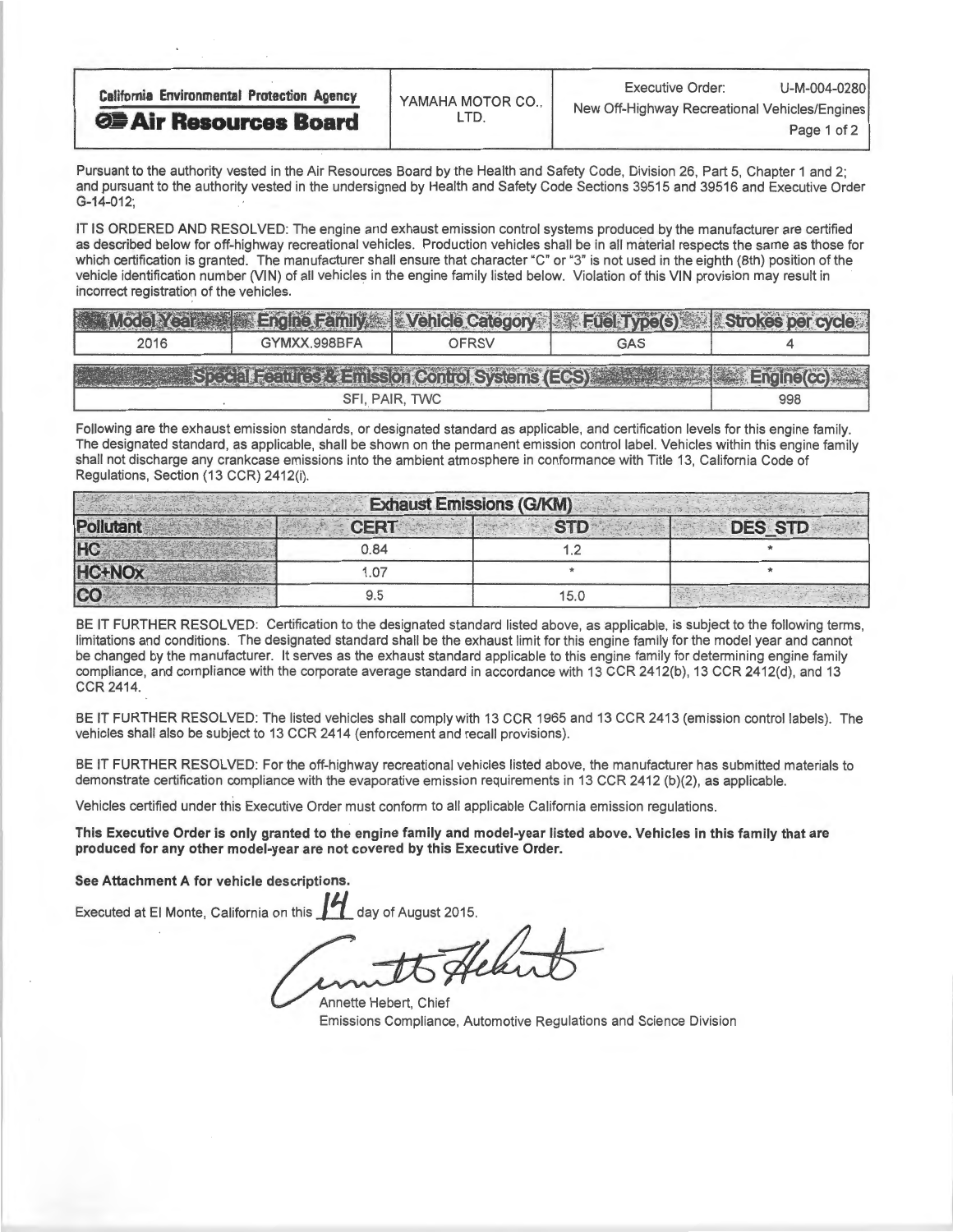| California Environmental Protection Agency **Air Resources Board** | YAMAHA MOTOR CO., LTD. | Executive Order: U-M-004-0280 New Off-Highway Recreational Vehicles/Engines |
|---|---|---|

Pursuant to the authority vested in the Air Resources Board by the Health and Safety Code, Division 26, Part 5, Chapter 1 and 2; and pursuant to the authority vested in the undersigned by Health and Safety Code Sections 39515 and 39516 and Executive Order G-14-012;

IT IS ORDERED AND RESOLVED: The engine and exhaust emission control systems produced by the manufacturer are certified as described below for off-highway recreational vehicles. Production vehicles shall be in all material respects the same as those for which certification is granted. The manufacturer shall ensure that character "C" or "3" is not used in the eighth (8th) position of the vehicle identification number (VIN) of all vehicles in the engine family listed below. Violation of this VIN provision may result in incorrect registration of the vehicles.

| Model Year | Engine Family | Vehicle Category | Fuel Type(s) | Strokes per cycle |
|---|---|---|---|---|
| 2016 | GYMXX.998BFA | OFRSV | GAS | 4 |

| Special Features & Emission Control Systems (ECS) | Engine(cc) |
|---|---|
| SFI, PAIR, TWC | 998 |

Following are the exhaust emission standards, or designated standard as applicable, and certification levels for this engine family. The designated standard, as applicable, shall be shown on the permanent emission control label. Vehicles within this engine family shall not discharge any crankcase emissions into the ambient atmosphere in conformance with Title 13, California Code of Regulations, Section (13 CCR) 2412(i).

| Exhaust Emissions (G/KM) | | | |
|---|---|---|---|
| Pollutant | CERT | STD | DES_STD |
| HC | 0.84 | 1.2 | * |
| HC+NOx | 1.07 | * | * |
| CO | 9.5 | 15.0 | |

BE IT FURTHER RESOLVED: Certification to the designated standard listed above, as applicable, is subject to the following terms, limitations and conditions. The designated standard shall be the exhaust limit for this engine family for the model year and cannot be changed by the manufacturer. It serves as the exhaust standard applicable to this engine family for determining engine family compliance, and compliance with the corporate average standard in accordance with 13 CCR 2412(b), 13 CCR 2412(d), and 13 CCR 2414.

BE IT FURTHER RESOLVED: The listed vehicles shall comply with 13 CCR 1965 and 13 CCR 2413 (emission control labels). The vehicles shall also be subject to 13 CCR 2414 (enforcement and recall provisions).

BE IT FURTHER RESOLVED: For the off-highway recreational vehicles listed above, the manufacturer has submitted materials to demonstrate certification compliance with the evaporative emission requirements in 13 CCR 2412 (b)(2), as applicable.

Vehicles certified under this Executive Order must conform to all applicable California emission regulations.

**This Executive Order is only granted to the engine family and model-year listed above. Vehicles in this family that are produced for any other model-year are not covered by this Executive Order.**

**See Attachment A for vehicle descriptions.**

Executed at El Monte, California on this 14 day of August 2015.

Annette Hebert, Chief
Emissions Compliance, Automotive Regulations and Science Division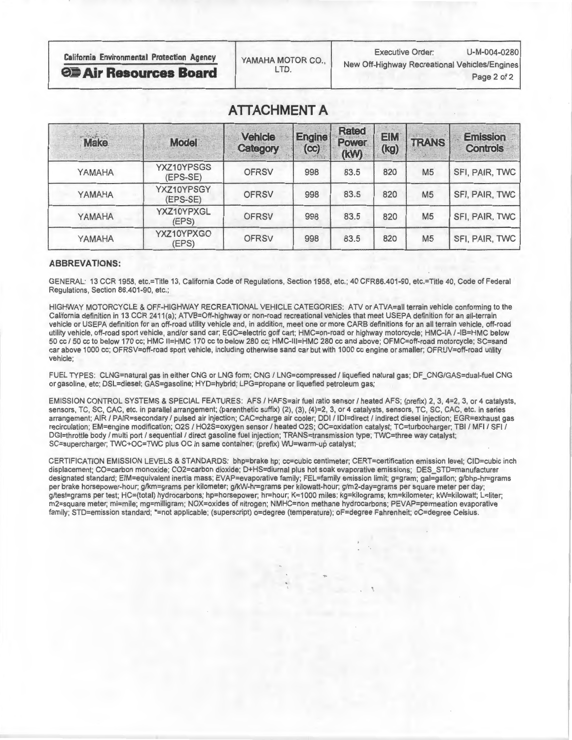| California Environmental Protection Agency Air Resources Board | YAMAHA MOTOR CO., LTD. | Executive Order: U-M-004-0280 New Off-Highway Recreational Vehicles/Engines |
| --- | --- | --- |

## ATTACHMENT A

| Make | Model | Vehicle Category | Engine (cc) | Rated Power (kW) | EIM (kg) | TRANS | Emission Controls |
| --- | --- | --- | --- | --- | --- | --- | --- |
| YAMAHA | YXZ10YPSGS (EPS-SE) | OFRSV | 998 | 83.5 | 820 | M5 | SFI, PAIR, TWC |
| YAMAHA | YXZ10YPSGY (EPS-SE) | OFRSV | 998 | 83.5 | 820 | M5 | SFI, PAIR, TWC |
| YAMAHA | YXZ10YPXGL (EPS) | OFRSV | 998 | 83.5 | 820 | M5 | SFI, PAIR, TWC |
| YAMAHA | YXZ10YPXGO (EPS) | OFRSV | 998 | 83.5 | 820 | M5 | SFI, PAIR, TWC |

**ABBREVATIONS:**

GENERAL: 13 CCR 1958, etc.=Title 13, California Code of Regulations, Section 1958, etc.; 40 CFR86.401-90, etc.=Title 40, Code of Federal Regulations, Section 86.401-90, etc.;

HIGHWAY MOTORCYCLE & OFF-HIGHWAY RECREATIONAL VEHICLE CATEGORIES: ATV or ATVA=all terrain vehicle conforming to the California definition in 13 CCR 2411(a); ATVB=Off-highway or non-road recreational vehicles that meet USEPA definition for an all-terrain vehicle or USEPA definition for an off-road utility vehicle and, in addition, meet one or more CARB definitions for an all terrain vehicle, off-road utility vehicle, off-road sport vehicle, and/or sand car; EGC=electric golf cart; HMC=on-road or highway motorcycle; HMC-IA / -IB=HMC below 50 cc / 50 cc to below 170 cc; HMC II=HMC 170 cc to below 280 cc; HMC-III=HMC 280 cc and above; OFMC=off-road motorcycle; SC=sand car above 1000 cc; OFRSV=off-road sport vehicle, including otherwise sand car but with 1000 cc engine or smaller; OFRUV=off-road utility vehicle;

FUEL TYPES: CLNG=natural gas in either CNG or LNG form; CNG / LNG=compressed / liquefied natural gas; DF_CNG/GAS=dual-fuel CNG or gasoline, etc; DSL=diesel; GAS=gasoline; HYD=hybrid; LPG=propane or liquefied petroleum gas;

EMISSION CONTROL SYSTEMS & SPECIAL FEATURES: AFS / HAFS=air fuel ratio sensor / heated AFS; (prefix) 2, 3, 4=2, 3, or 4 catalysts, sensors, TC, SC, CAC, etc. in parallel arrangement; (parenthetic suffix) (2), (3), (4)=2, 3, or 4 catalysts, sensors, TC, SC, CAC, etc. in series arrangement; AIR / PAIR=secondary / pulsed air injection; CAC=charge air cooler; DDI / IDI=direct / indirect diesel injection; EGR=exhaust gas recirculation; EM=engine modification; O2S / HO2S=oxygen sensor / heated O2S; OC=oxidation catalyst; TC=turbocharger; TBI / MFI / SFI / DGI=throttle body / multi port / sequential / direct gasoline fuel injection; TRANS=transmission type; TWC=three way catalyst; SC=supercharger; TWC+OC=TWC plus OC in same container; (prefix) WU=warm-up catalyst;

CERTIFICATION EMISSION LEVELS & STANDARDS: bhp=brake hp; cc=cubic centimeter; CERT=certification emission level; CID=cubic inch displacement; CO=carbon monoxide; CO2=carbon dioxide; D+HS=diurnal plus hot soak evaporative emissions; DES_STD=manufacturer designated standard; EIM=equivalent inertia mass; EVAP=evaporative family; FEL=family emission limit; g=gram; gal=gallon; g/bhp-hr=grams per brake horsepower-hour; g/km=grams per kilometer; g/kW-hr=grams per kilowatt-hour; g/m2-day=grams per square meter per day; g/test=grams per test; HC=(total) hydrocarbons; hp=horsepower; hr=hour; K=1000 miles; kg=kilograms; km=kilometer; kW=kilowatt; L=liter; m2=square meter; mi=mile; mg=milligram; NOX=oxides of nitrogen; NMHC=non methane hydrocarbons; PEVAP=permeation evaporative family; STD=emission standard; *=not applicable; (superscript) o=degree (temperature); oF=degree Fahrenheit; oC=degree Celsius.